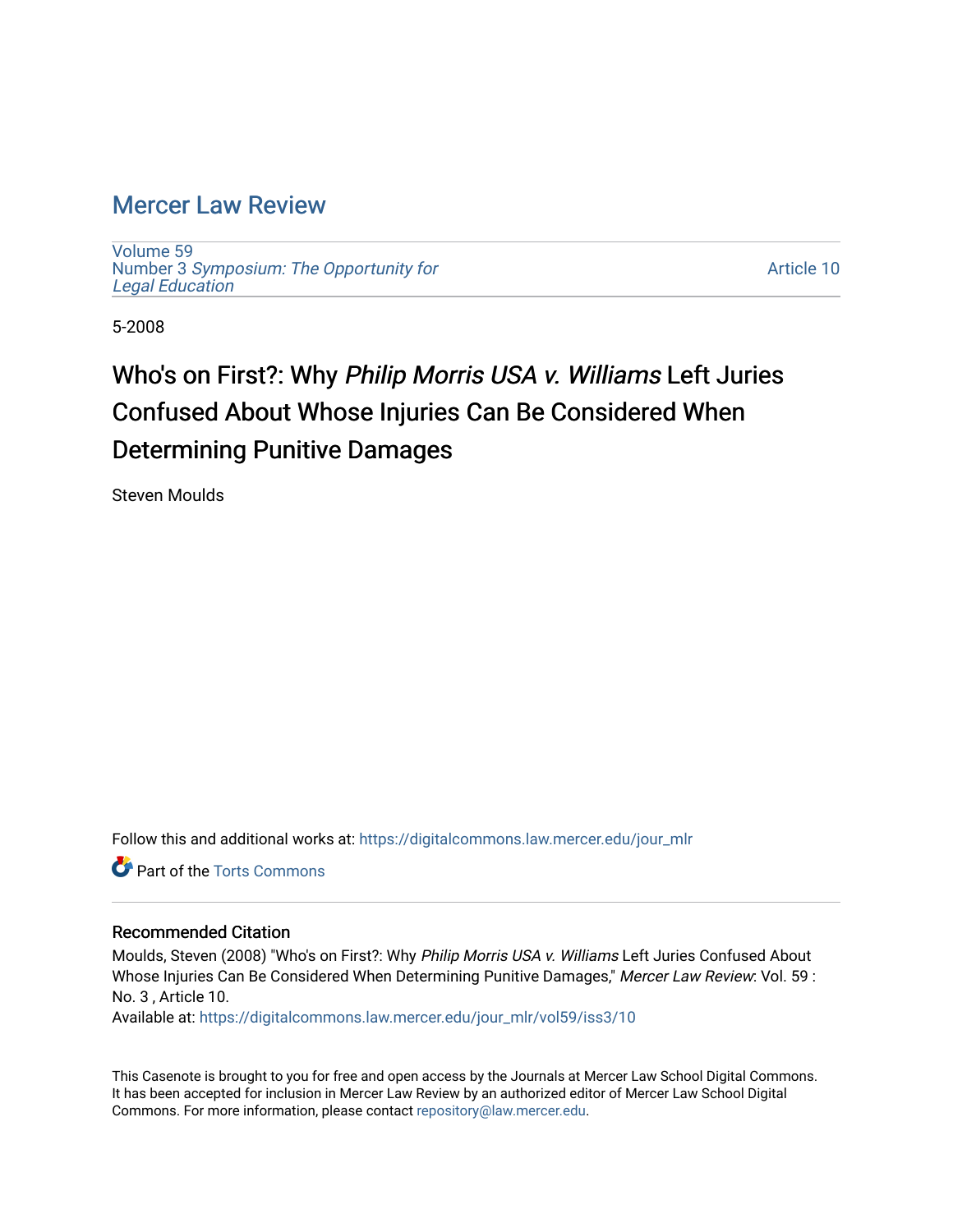# Mercer Law Review

Volume 59
Number 3 *Symposium: The Opportunity for Legal Education*

Article 10

5-2008

## Who's on First?: Why *Philip Morris USA v. Williams* Left Juries Confused About Whose Injuries Can Be Considered When Determining Punitive Damages

Steven Moulds

Follow this and additional works at: https://digitalcommons.law.mercer.edu/jour_mlr

Part of the Torts Commons

### Recommended Citation

Moulds, Steven (2008) "Who's on First?: Why *Philip Morris USA v. Williams* Left Juries Confused About Whose Injuries Can Be Considered When Determining Punitive Damages," *Mercer Law Review*: Vol. 59 : No. 3 , Article 10.
Available at: https://digitalcommons.law.mercer.edu/jour_mlr/vol59/iss3/10

This Casenote is brought to you for free and open access by the Journals at Mercer Law School Digital Commons. It has been accepted for inclusion in Mercer Law Review by an authorized editor of Mercer Law School Digital Commons. For more information, please contact repository@law.mercer.edu.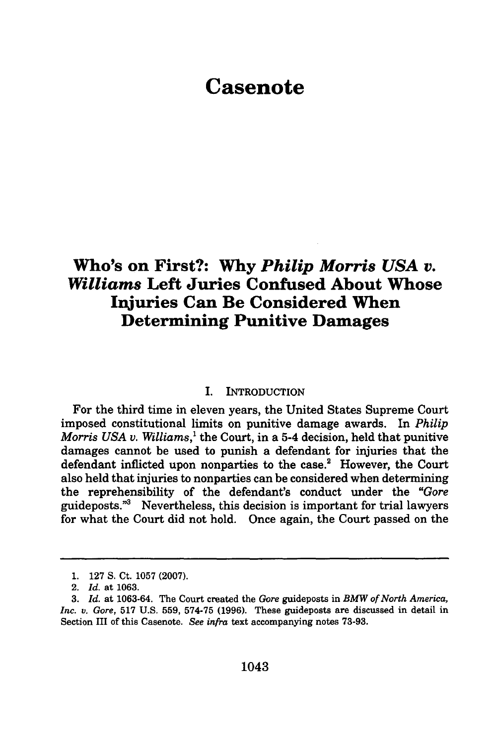# Casenote

## Who's on First?: Why *Philip Morris USA v. Williams* Left Juries Confused About Whose Injuries Can Be Considered When Determining Punitive Damages

### I. INTRODUCTION

For the third time in eleven years, the United States Supreme Court imposed constitutional limits on punitive damage awards. In *Philip Morris USA v. Williams*,[1] the Court, in a 5-4 decision, held that punitive damages cannot be used to punish a defendant for injuries that the defendant inflicted upon nonparties to the case.[2] However, the Court also held that injuries to nonparties can be considered when determining the reprehensibility of the defendant's conduct under the "*Gore* guideposts."[3] Nevertheless, this decision is important for trial lawyers for what the Court did not hold. Once again, the Court passed on the

---

1. 127 S. Ct. 1057 (2007).
2. *Id.* at 1063.
3. *Id.* at 1063-64. The Court created the *Gore* guideposts in *BMW of North America, Inc. v. Gore*, 517 U.S. 559, 574-75 (1996). These guideposts are discussed in detail in Section III of this Casenote. *See infra* text accompanying notes 73-93.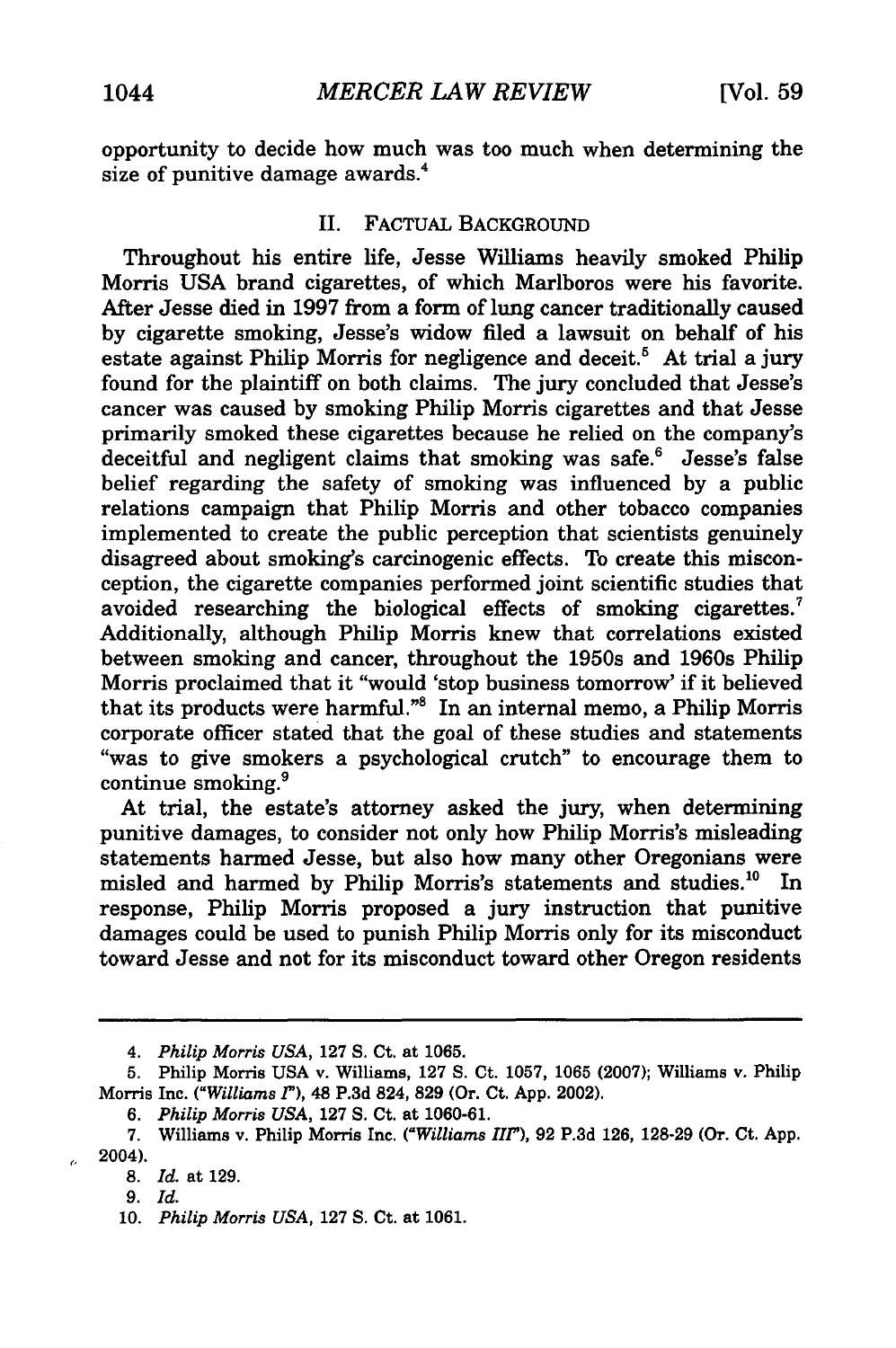opportunity to decide how much was too much when determining the size of punitive damage awards.[4]

## II. FACTUAL BACKGROUND

Throughout his entire life, Jesse Williams heavily smoked Philip Morris USA brand cigarettes, of which Marlboros were his favorite. After Jesse died in 1997 from a form of lung cancer traditionally caused by cigarette smoking, Jesse's widow filed a lawsuit on behalf of his estate against Philip Morris for negligence and deceit.[5] At trial a jury found for the plaintiff on both claims. The jury concluded that Jesse's cancer was caused by smoking Philip Morris cigarettes and that Jesse primarily smoked these cigarettes because he relied on the company's deceitful and negligent claims that smoking was safe.[6] Jesse's false belief regarding the safety of smoking was influenced by a public relations campaign that Philip Morris and other tobacco companies implemented to create the public perception that scientists genuinely disagreed about smoking's carcinogenic effects. To create this misconception, the cigarette companies performed joint scientific studies that avoided researching the biological effects of smoking cigarettes.[7] Additionally, although Philip Morris knew that correlations existed between smoking and cancer, throughout the 1950s and 1960s Philip Morris proclaimed that it "would 'stop business tomorrow' if it believed that its products were harmful."[8] In an internal memo, a Philip Morris corporate officer stated that the goal of these studies and statements "was to give smokers a psychological crutch" to encourage them to continue smoking.[9]

At trial, the estate's attorney asked the jury, when determining punitive damages, to consider not only how Philip Morris's misleading statements harmed Jesse, but also how many other Oregonians were misled and harmed by Philip Morris's statements and studies.[10] In response, Philip Morris proposed a jury instruction that punitive damages could be used to punish Philip Morris only for its misconduct toward Jesse and not for its misconduct toward other Oregon residents

---

4. *Philip Morris USA*, 127 S. Ct. at 1065.

5. Philip Morris USA v. Williams, 127 S. Ct. 1057, 1065 (2007); Williams v. Philip Morris Inc. ("*Williams I*"), 48 P.3d 824, 829 (Or. Ct. App. 2002).

6. *Philip Morris USA*, 127 S. Ct. at 1060-61.

7. Williams v. Philip Morris Inc. ("*Williams III*"), 92 P.3d 126, 128-29 (Or. Ct. App. 2004).

8. *Id.* at 129.

9. *Id.*

10. *Philip Morris USA*, 127 S. Ct. at 1061.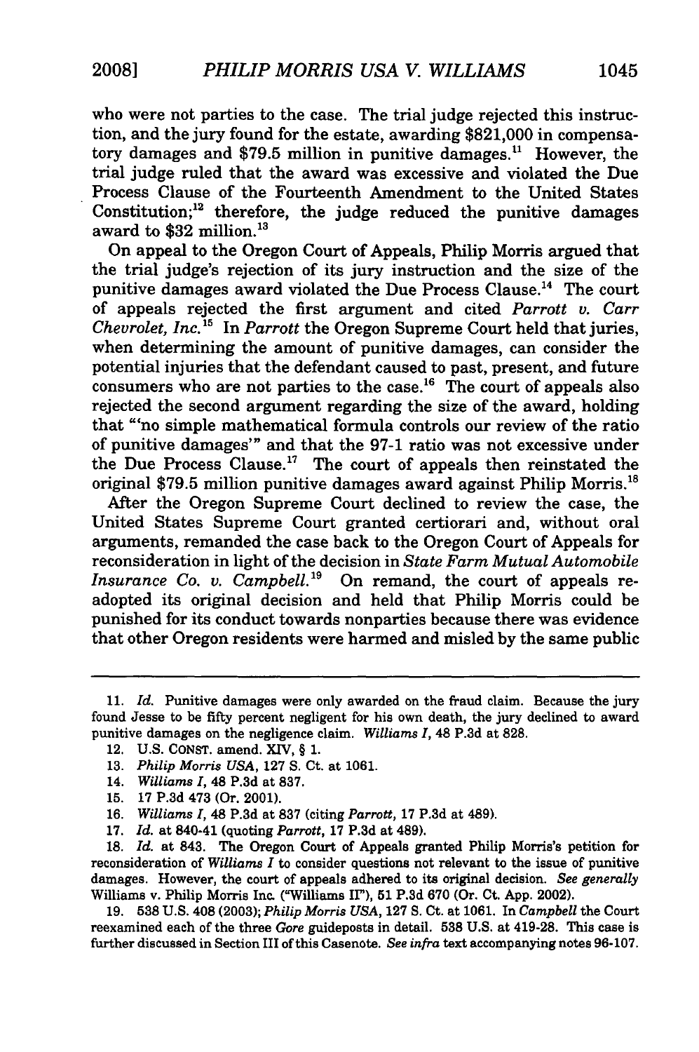who were not parties to the case. The trial judge rejected this instruction, and the jury found for the estate, awarding $821,000 in compensatory damages and $79.5 million in punitive damages.[11] However, the trial judge ruled that the award was excessive and violated the Due Process Clause of the Fourteenth Amendment to the United States Constitution;[12] therefore, the judge reduced the punitive damages award to $32 million.[13]

On appeal to the Oregon Court of Appeals, Philip Morris argued that the trial judge's rejection of its jury instruction and the size of the punitive damages award violated the Due Process Clause.[14] The court of appeals rejected the first argument and cited *Parrott v. Carr Chevrolet, Inc.*[15] In *Parrott* the Oregon Supreme Court held that juries, when determining the amount of punitive damages, can consider the potential injuries that the defendant caused to past, present, and future consumers who are not parties to the case.[16] The court of appeals also rejected the second argument regarding the size of the award, holding that "'no simple mathematical formula controls our review of the ratio of punitive damages'" and that the 97-1 ratio was not excessive under the Due Process Clause.[17] The court of appeals then reinstated the original $79.5 million punitive damages award against Philip Morris.[18]

After the Oregon Supreme Court declined to review the case, the United States Supreme Court granted certiorari and, without oral arguments, remanded the case back to the Oregon Court of Appeals for reconsideration in light of the decision in *State Farm Mutual Automobile Insurance Co. v. Campbell.*[19] On remand, the court of appeals re-adopted its original decision and held that Philip Morris could be punished for its conduct towards nonparties because there was evidence that other Oregon residents were harmed and misled by the same public

---

11. *Id.* Punitive damages were only awarded on the fraud claim. Because the jury found Jesse to be fifty percent negligent for his own death, the jury declined to award punitive damages on the negligence claim. *Williams I*, 48 P.3d at 828.

12. U.S. CONST. amend. XIV, § 1.

13. *Philip Morris USA*, 127 S. Ct. at 1061.

14. *Williams I*, 48 P.3d at 837.

15. 17 P.3d 473 (Or. 2001).

16. *Williams I*, 48 P.3d at 837 (citing *Parrott*, 17 P.3d at 489).

17. *Id.* at 840-41 (quoting *Parrott*, 17 P.3d at 489).

18. *Id.* at 843. The Oregon Court of Appeals granted Philip Morris's petition for reconsideration of *Williams I* to consider questions not relevant to the issue of punitive damages. However, the court of appeals adhered to its original decision. *See generally* Williams v. Philip Morris Inc. ("Williams II"), 51 P.3d 670 (Or. Ct. App. 2002).

19. 538 U.S. 408 (2003); *Philip Morris USA*, 127 S. Ct. at 1061. In *Campbell* the Court reexamined each of the three *Gore* guideposts in detail. 538 U.S. at 419-28. This case is further discussed in Section III of this Casenote. *See infra* text accompanying notes 96-107.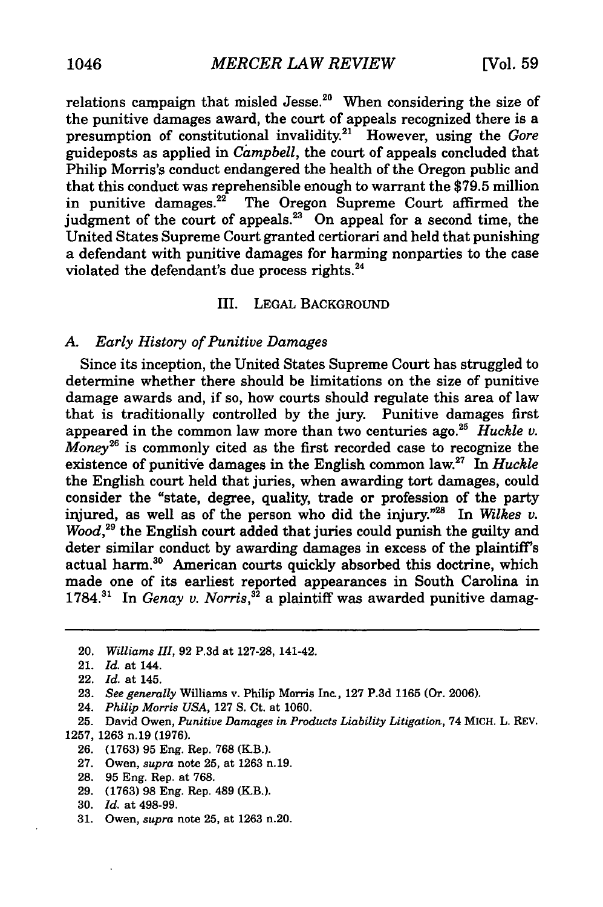relations campaign that misled Jesse.[20] When considering the size of the punitive damages award, the court of appeals recognized there is a presumption of constitutional invalidity.[21] However, using the *Gore* guideposts as applied in *Campbell*, the court of appeals concluded that Philip Morris's conduct endangered the health of the Oregon public and that this conduct was reprehensible enough to warrant the $79.5 million in punitive damages.[22] The Oregon Supreme Court affirmed the judgment of the court of appeals.[23] On appeal for a second time, the United States Supreme Court granted certiorari and held that punishing a defendant with punitive damages for harming nonparties to the case violated the defendant's due process rights.[24]

## III. LEGAL BACKGROUND

### A. *Early History of Punitive Damages*

Since its inception, the United States Supreme Court has struggled to determine whether there should be limitations on the size of punitive damage awards and, if so, how courts should regulate this area of law that is traditionally controlled by the jury. Punitive damages first appeared in the common law more than two centuries ago.[25] *Huckle v. Money*[26] is commonly cited as the first recorded case to recognize the existence of punitive damages in the English common law.[27] In *Huckle* the English court held that juries, when awarding tort damages, could consider the "state, degree, quality, trade or profession of the party injured, as well as of the person who did the injury."[28] In *Wilkes v. Wood*,[29] the English court added that juries could punish the guilty and deter similar conduct by awarding damages in excess of the plaintiff's actual harm.[30] American courts quickly absorbed this doctrine, which made one of its earliest reported appearances in South Carolina in 1784.[31] In *Genay v. Norris*,[32] a plaintiff was awarded punitive damag-

---

20. *Williams III*, 92 P.3d at 127-28, 141-42.
21. *Id.* at 144.
22. *Id.* at 145.
23. *See generally* Williams v. Philip Morris Inc., 127 P.3d 1165 (Or. 2006).
24. *Philip Morris USA*, 127 S. Ct. at 1060.
25. David Owen, *Punitive Damages in Products Liability Litigation*, 74 MICH. L. REV. 1257, 1263 n.19 (1976).
26. (1763) 95 Eng. Rep. 768 (K.B.).
27. Owen, *supra* note 25, at 1263 n.19.
28. 95 Eng. Rep. at 768.
29. (1763) 98 Eng. Rep. 489 (K.B.).
30. *Id.* at 498-99.
31. Owen, *supra* note 25, at 1263 n.20.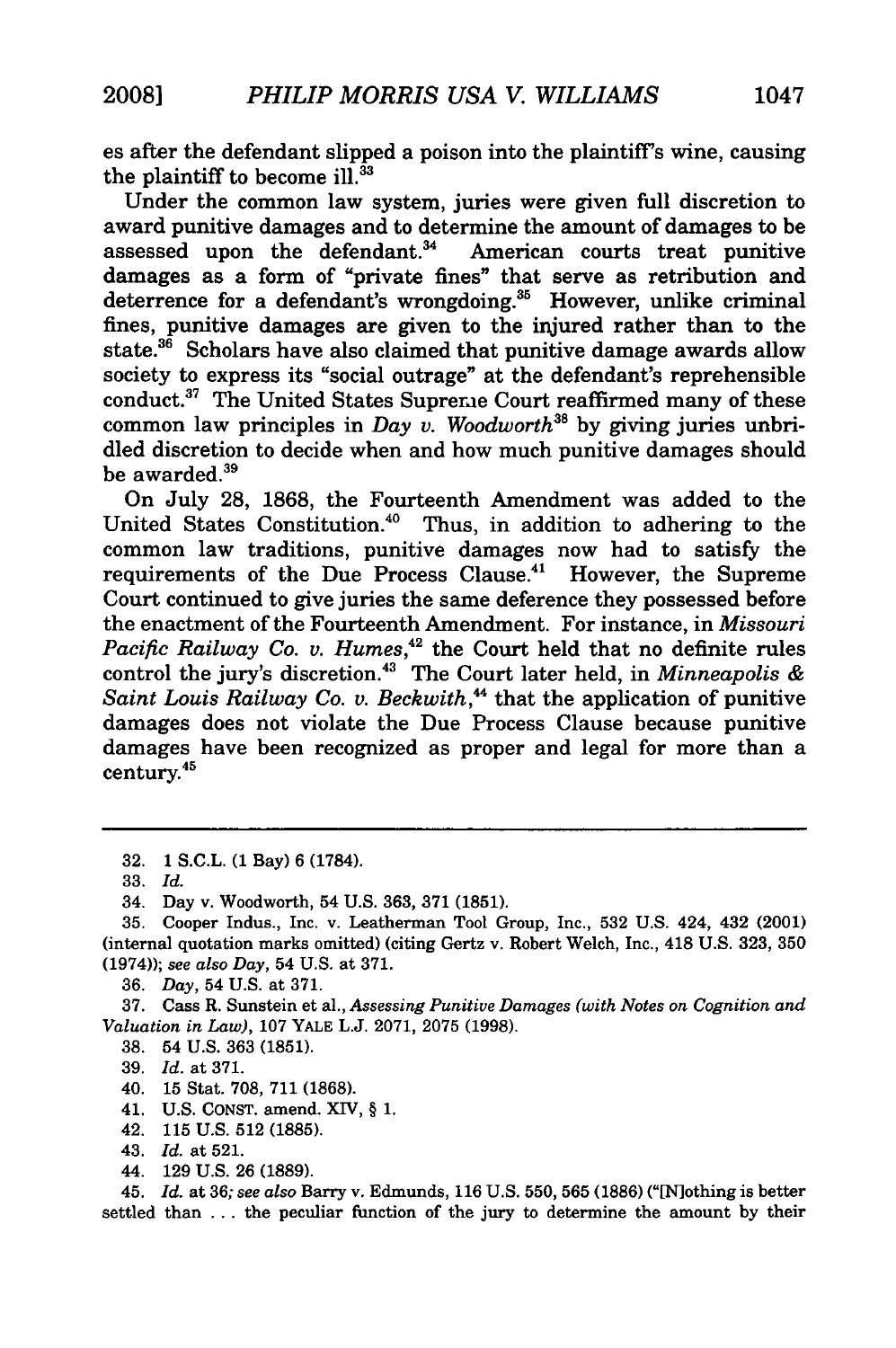es after the defendant slipped a poison into the plaintiff's wine, causing the plaintiff to become ill.[33]

Under the common law system, juries were given full discretion to award punitive damages and to determine the amount of damages to be assessed upon the defendant.[34] American courts treat punitive damages as a form of "private fines" that serve as retribution and deterrence for a defendant's wrongdoing.[35] However, unlike criminal fines, punitive damages are given to the injured rather than to the state.[36] Scholars have also claimed that punitive damage awards allow society to express its "social outrage" at the defendant's reprehensible conduct.[37] The United States Supreme Court reaffirmed many of these common law principles in *Day v. Woodworth*[38] by giving juries unbridled discretion to decide when and how much punitive damages should be awarded.[39]

On July 28, 1868, the Fourteenth Amendment was added to the United States Constitution.[40] Thus, in addition to adhering to the common law traditions, punitive damages now had to satisfy the requirements of the Due Process Clause.[41] However, the Supreme Court continued to give juries the same deference they possessed before the enactment of the Fourteenth Amendment. For instance, in *Missouri Pacific Railway Co. v. Humes*,[42] the Court held that no definite rules control the jury's discretion.[43] The Court later held, in *Minneapolis & Saint Louis Railway Co. v. Beckwith*,[44] that the application of punitive damages does not violate the Due Process Clause because punitive damages have been recognized as proper and legal for more than a century.[45]

---

32. 1 S.C.L. (1 Bay) 6 (1784).

33. *Id.*

34. Day v. Woodworth, 54 U.S. 363, 371 (1851).

35. Cooper Indus., Inc. v. Leatherman Tool Group, Inc., 532 U.S. 424, 432 (2001) (internal quotation marks omitted) (citing Gertz v. Robert Welch, Inc., 418 U.S. 323, 350 (1974)); *see also Day*, 54 U.S. at 371.

36. *Day*, 54 U.S. at 371.

37. Cass R. Sunstein et al., *Assessing Punitive Damages (with Notes on Cognition and Valuation in Law)*, 107 YALE L.J. 2071, 2075 (1998).

38. 54 U.S. 363 (1851).

39. *Id.* at 371.

40. 15 Stat. 708, 711 (1868).

41. U.S. CONST. amend. XIV, § 1.

42. 115 U.S. 512 (1885).

43. *Id.* at 521.

44. 129 U.S. 26 (1889).

45. *Id.* at 36; *see also* Barry v. Edmunds, 116 U.S. 550, 565 (1886) ("[N]othing is better settled than . . . the peculiar function of the jury to determine the amount by their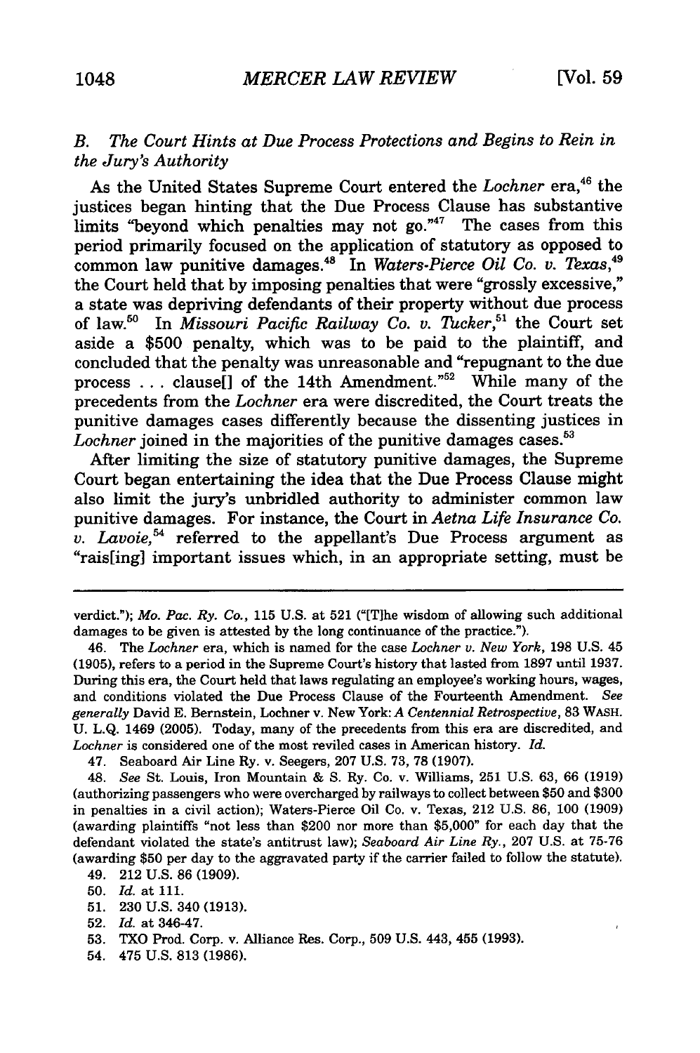### B. *The Court Hints at Due Process Protections and Begins to Rein in the Jury's Authority*

As the United States Supreme Court entered the *Lochner* era,[46] the justices began hinting that the Due Process Clause has substantive limits "beyond which penalties may not go."[47] The cases from this period primarily focused on the application of statutory as opposed to common law punitive damages.[48] In *Waters-Pierce Oil Co. v. Texas*,[49] the Court held that by imposing penalties that were "grossly excessive," a state was depriving defendants of their property without due process of law.[50] In *Missouri Pacific Railway Co. v. Tucker*,[51] the Court set aside a $500 penalty, which was to be paid to the plaintiff, and concluded that the penalty was unreasonable and "repugnant to the due process . . . clause[] of the 14th Amendment."[52] While many of the precedents from the *Lochner* era were discredited, the Court treats the punitive damages cases differently because the dissenting justices in *Lochner* joined in the majorities of the punitive damages cases.[53]

After limiting the size of statutory punitive damages, the Supreme Court began entertaining the idea that the Due Process Clause might also limit the jury's unbridled authority to administer common law punitive damages. For instance, the Court in *Aetna Life Insurance Co. v. Lavoie*,[54] referred to the appellant's Due Process argument as "rais[ing] important issues which, in an appropriate setting, must be

---

verdict."); *Mo. Pac. Ry. Co.*, 115 U.S. at 521 ("[T]he wisdom of allowing such additional damages to be given is attested by the long continuance of the practice.").

46. The *Lochner* era, which is named for the case *Lochner v. New York*, 198 U.S. 45 (1905), refers to a period in the Supreme Court's history that lasted from 1897 until 1937. During this era, the Court held that laws regulating an employee's working hours, wages, and conditions violated the Due Process Clause of the Fourteenth Amendment. *See generally* David E. Bernstein, Lochner v. New York: *A Centennial Retrospective*, 83 WASH. U. L.Q. 1469 (2005). Today, many of the precedents from this era are discredited, and *Lochner* is considered one of the most reviled cases in American history. *Id.*

47. Seaboard Air Line Ry. v. Seegers, 207 U.S. 73, 78 (1907).

48. *See* St. Louis, Iron Mountain & S. Ry. Co. v. Williams, 251 U.S. 63, 66 (1919) (authorizing passengers who were overcharged by railways to collect between $50 and $300 in penalties in a civil action); Waters-Pierce Oil Co. v. Texas, 212 U.S. 86, 100 (1909) (awarding plaintiffs "not less than $200 nor more than $5,000" for each day that the defendant violated the state's antitrust law); *Seaboard Air Line Ry.*, 207 U.S. at 75-76 (awarding $50 per day to the aggravated party if the carrier failed to follow the statute).

49. 212 U.S. 86 (1909).

50. *Id.* at 111.

51. 230 U.S. 340 (1913).

52. *Id.* at 346-47.

53. TXO Prod. Corp. v. Alliance Res. Corp., 509 U.S. 443, 455 (1993).

54. 475 U.S. 813 (1986).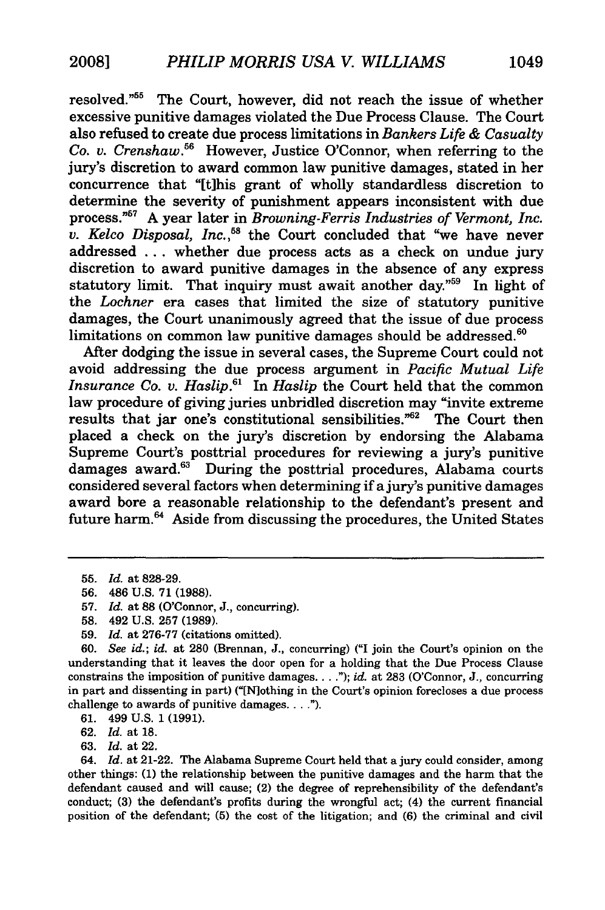resolved."[55] The Court, however, did not reach the issue of whether excessive punitive damages violated the Due Process Clause. The Court also refused to create due process limitations in *Bankers Life & Casualty Co. v. Crenshaw*.[56] However, Justice O'Connor, when referring to the jury's discretion to award common law punitive damages, stated in her concurrence that "[t]his grant of wholly standardless discretion to determine the severity of punishment appears inconsistent with due process."[57] A year later in *Browning-Ferris Industries of Vermont, Inc. v. Kelco Disposal, Inc.*,[58] the Court concluded that "we have never addressed . . . whether due process acts as a check on undue jury discretion to award punitive damages in the absence of any express statutory limit. That inquiry must await another day."[59] In light of the *Lochner* era cases that limited the size of statutory punitive damages, the Court unanimously agreed that the issue of due process limitations on common law punitive damages should be addressed.[60]

After dodging the issue in several cases, the Supreme Court could not avoid addressing the due process argument in *Pacific Mutual Life Insurance Co. v. Haslip*.[61] In *Haslip* the Court held that the common law procedure of giving juries unbridled discretion may "invite extreme results that jar one's constitutional sensibilities."[62] The Court then placed a check on the jury's discretion by endorsing the Alabama Supreme Court's posttrial procedures for reviewing a jury's punitive damages award.[63] During the posttrial procedures, Alabama courts considered several factors when determining if a jury's punitive damages award bore a reasonable relationship to the defendant's present and future harm.[64] Aside from discussing the procedures, the United States

---

55. *Id.* at 828-29.

56. 486 U.S. 71 (1988).

57. *Id.* at 88 (O'Connor, J., concurring).

58. 492 U.S. 257 (1989).

59. *Id.* at 276-77 (citations omitted).

60. *See id.*; *id.* at 280 (Brennan, J., concurring) ("I join the Court's opinion on the understanding that it leaves the door open for a holding that the Due Process Clause constrains the imposition of punitive damages. . . ."); *id.* at 283 (O'Connor, J., concurring in part and dissenting in part) ("[N]othing in the Court's opinion forecloses a due process challenge to awards of punitive damages. . . .").

61. 499 U.S. 1 (1991).

62. *Id.* at 18.

63. *Id.* at 22.

64. *Id.* at 21-22. The Alabama Supreme Court held that a jury could consider, among other things: (1) the relationship between the punitive damages and the harm that the defendant caused and will cause; (2) the degree of reprehensibility of the defendant's conduct; (3) the defendant's profits during the wrongful act; (4) the current financial position of the defendant; (5) the cost of the litigation; and (6) the criminal and civil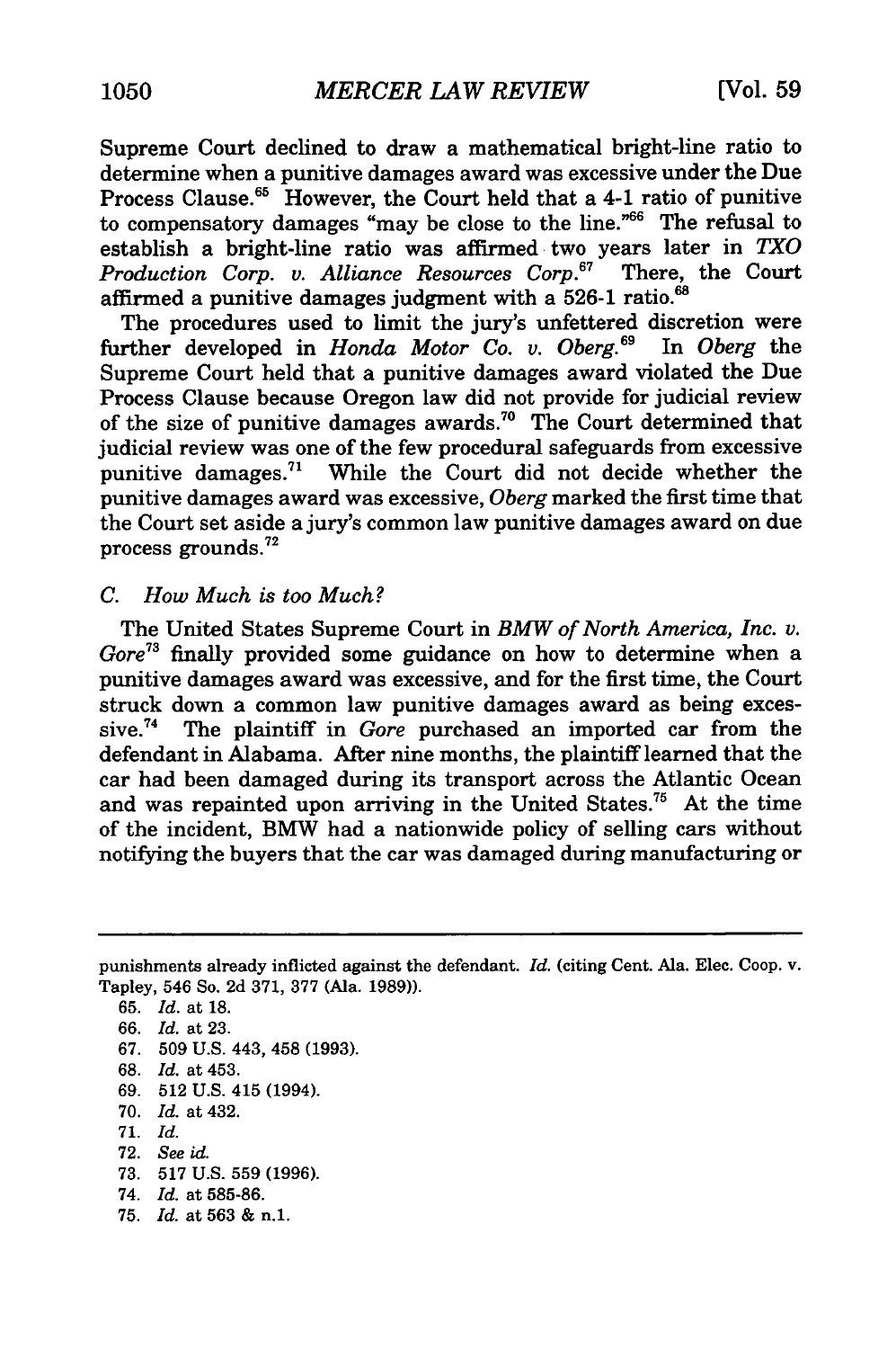Supreme Court declined to draw a mathematical bright-line ratio to determine when a punitive damages award was excessive under the Due Process Clause.[65] However, the Court held that a 4-1 ratio of punitive to compensatory damages "may be close to the line."[66] The refusal to establish a bright-line ratio was affirmed two years later in *TXO Production Corp. v. Alliance Resources Corp.*[67] There, the Court affirmed a punitive damages judgment with a 526-1 ratio.[68]

The procedures used to limit the jury's unfettered discretion were further developed in *Honda Motor Co. v. Oberg.*[69] In *Oberg* the Supreme Court held that a punitive damages award violated the Due Process Clause because Oregon law did not provide for judicial review of the size of punitive damages awards.[70] The Court determined that judicial review was one of the few procedural safeguards from excessive punitive damages.[71] While the Court did not decide whether the punitive damages award was excessive, *Oberg* marked the first time that the Court set aside a jury's common law punitive damages award on due process grounds.[72]

### C. *How Much is too Much?*

The United States Supreme Court in *BMW of North America, Inc. v. Gore*[73] finally provided some guidance on how to determine when a punitive damages award was excessive, and for the first time, the Court struck down a common law punitive damages award as being excessive.[74] The plaintiff in *Gore* purchased an imported car from the defendant in Alabama. After nine months, the plaintiff learned that the car had been damaged during its transport across the Atlantic Ocean and was repainted upon arriving in the United States.[75] At the time of the incident, BMW had a nationwide policy of selling cars without notifying the buyers that the car was damaged during manufacturing or

---

punishments already inflicted against the defendant. *Id.* (citing Cent. Ala. Elec. Coop. v. Tapley, 546 So. 2d 371, 377 (Ala. 1989)).

65. *Id.* at 18.
66. *Id.* at 23.
67. 509 U.S. 443, 458 (1993).
68. *Id.* at 453.
69. 512 U.S. 415 (1994).
70. *Id.* at 432.
71. *Id.*
72. *See id.*
73. 517 U.S. 559 (1996).
74. *Id.* at 585-86.
75. *Id.* at 563 & n.1.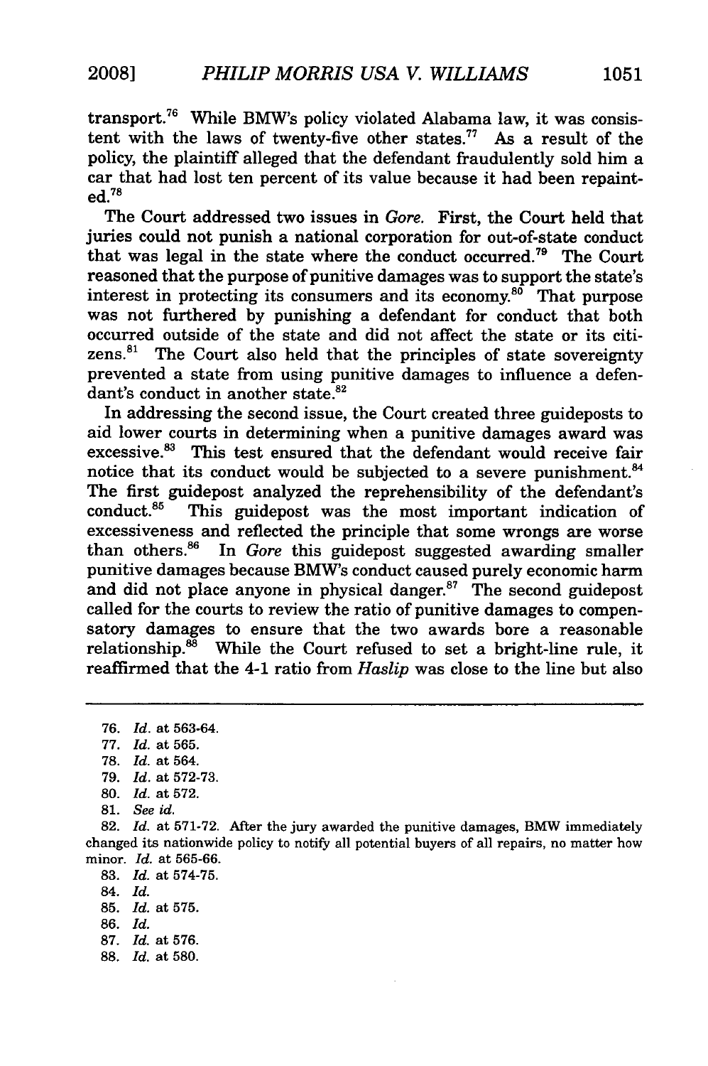transport.[76] While BMW's policy violated Alabama law, it was consistent with the laws of twenty-five other states.[77] As a result of the policy, the plaintiff alleged that the defendant fraudulently sold him a car that had lost ten percent of its value because it had been repainted.[78]

The Court addressed two issues in *Gore*. First, the Court held that juries could not punish a national corporation for out-of-state conduct that was legal in the state where the conduct occurred.[79] The Court reasoned that the purpose of punitive damages was to support the state's interest in protecting its consumers and its economy.[80] That purpose was not furthered by punishing a defendant for conduct that both occurred outside of the state and did not affect the state or its citizens.[81] The Court also held that the principles of state sovereignty prevented a state from using punitive damages to influence a defendant's conduct in another state.[82]

In addressing the second issue, the Court created three guideposts to aid lower courts in determining when a punitive damages award was excessive.[83] This test ensured that the defendant would receive fair notice that its conduct would be subjected to a severe punishment.[84] The first guidepost analyzed the reprehensibility of the defendant's conduct.[85] This guidepost was the most important indication of excessiveness and reflected the principle that some wrongs are worse than others.[86] In *Gore* this guidepost suggested awarding smaller punitive damages because BMW's conduct caused purely economic harm and did not place anyone in physical danger.[87] The second guidepost called for the courts to review the ratio of punitive damages to compensatory damages to ensure that the two awards bore a reasonable relationship.[88] While the Court refused to set a bright-line rule, it reaffirmed that the 4-1 ratio from *Haslip* was close to the line but also

---

76. *Id.* at 563-64.

77. *Id.* at 565.

78. *Id.* at 564.

79. *Id.* at 572-73.

80. *Id.* at 572.

81. *See id.*

82. *Id.* at 571-72. After the jury awarded the punitive damages, BMW immediately changed its nationwide policy to notify all potential buyers of all repairs, no matter how minor. *Id.* at 565-66.

83. *Id.* at 574-75.

84. *Id.*

85. *Id.* at 575.

86. *Id.*

87. *Id.* at 576.

88. *Id.* at 580.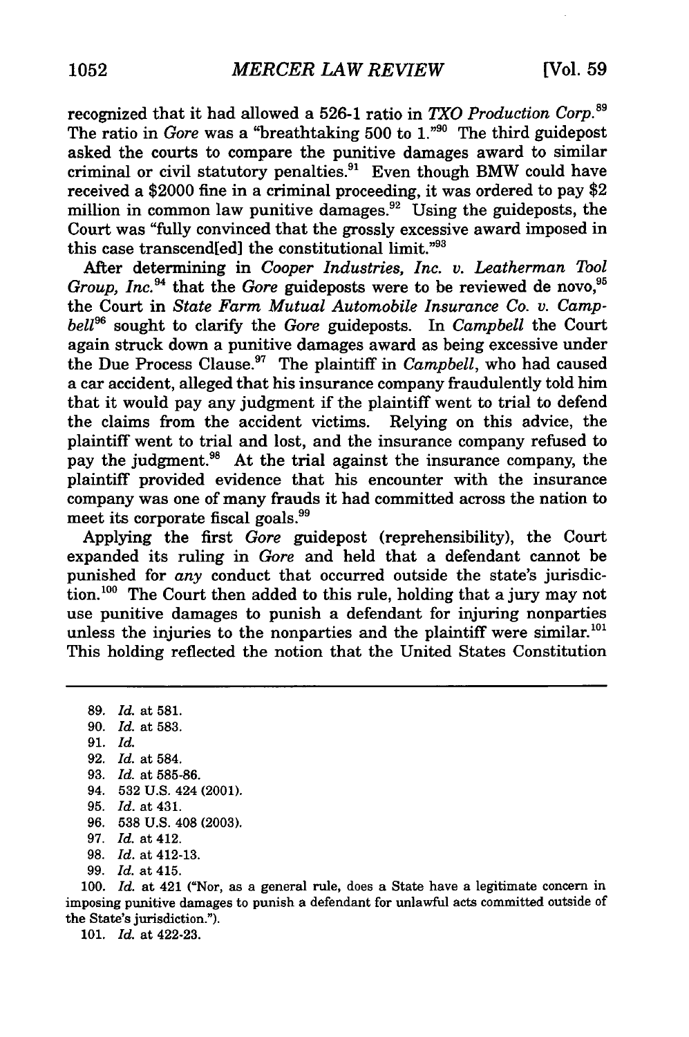recognized that it had allowed a 526-1 ratio in *TXO Production Corp.*[89] The ratio in *Gore* was a "breathtaking 500 to 1."[90] The third guidepost asked the courts to compare the punitive damages award to similar criminal or civil statutory penalties.[91] Even though BMW could have received a $2000 fine in a criminal proceeding, it was ordered to pay $2 million in common law punitive damages.[92] Using the guideposts, the Court was "fully convinced that the grossly excessive award imposed in this case transcend[ed] the constitutional limit."[93]

After determining in *Cooper Industries, Inc. v. Leatherman Tool Group, Inc.*[94] that the *Gore* guideposts were to be reviewed de novo,[95] the Court in *State Farm Mutual Automobile Insurance Co. v. Campbell*[96] sought to clarify the *Gore* guideposts. In *Campbell* the Court again struck down a punitive damages award as being excessive under the Due Process Clause.[97] The plaintiff in *Campbell*, who had caused a car accident, alleged that his insurance company fraudulently told him that it would pay any judgment if the plaintiff went to trial to defend the claims from the accident victims. Relying on this advice, the plaintiff went to trial and lost, and the insurance company refused to pay the judgment.[98] At the trial against the insurance company, the plaintiff provided evidence that his encounter with the insurance company was one of many frauds it had committed across the nation to meet its corporate fiscal goals.[99]

Applying the first *Gore* guidepost (reprehensibility), the Court expanded its ruling in *Gore* and held that a defendant cannot be punished for *any* conduct that occurred outside the state's jurisdiction.[100] The Court then added to this rule, holding that a jury may not use punitive damages to punish a defendant for injuring nonparties unless the injuries to the nonparties and the plaintiff were similar.[101] This holding reflected the notion that the United States Constitution

---

89. *Id.* at 581.
90. *Id.* at 583.
91. *Id.*
92. *Id.* at 584.
93. *Id.* at 585-86.
94. 532 U.S. 424 (2001).
95. *Id.* at 431.
96. 538 U.S. 408 (2003).
97. *Id.* at 412.
98. *Id.* at 412-13.
99. *Id.* at 415.
100. *Id.* at 421 ("Nor, as a general rule, does a State have a legitimate concern in imposing punitive damages to punish a defendant for unlawful acts committed outside of the State's jurisdiction.").
101. *Id.* at 422-23.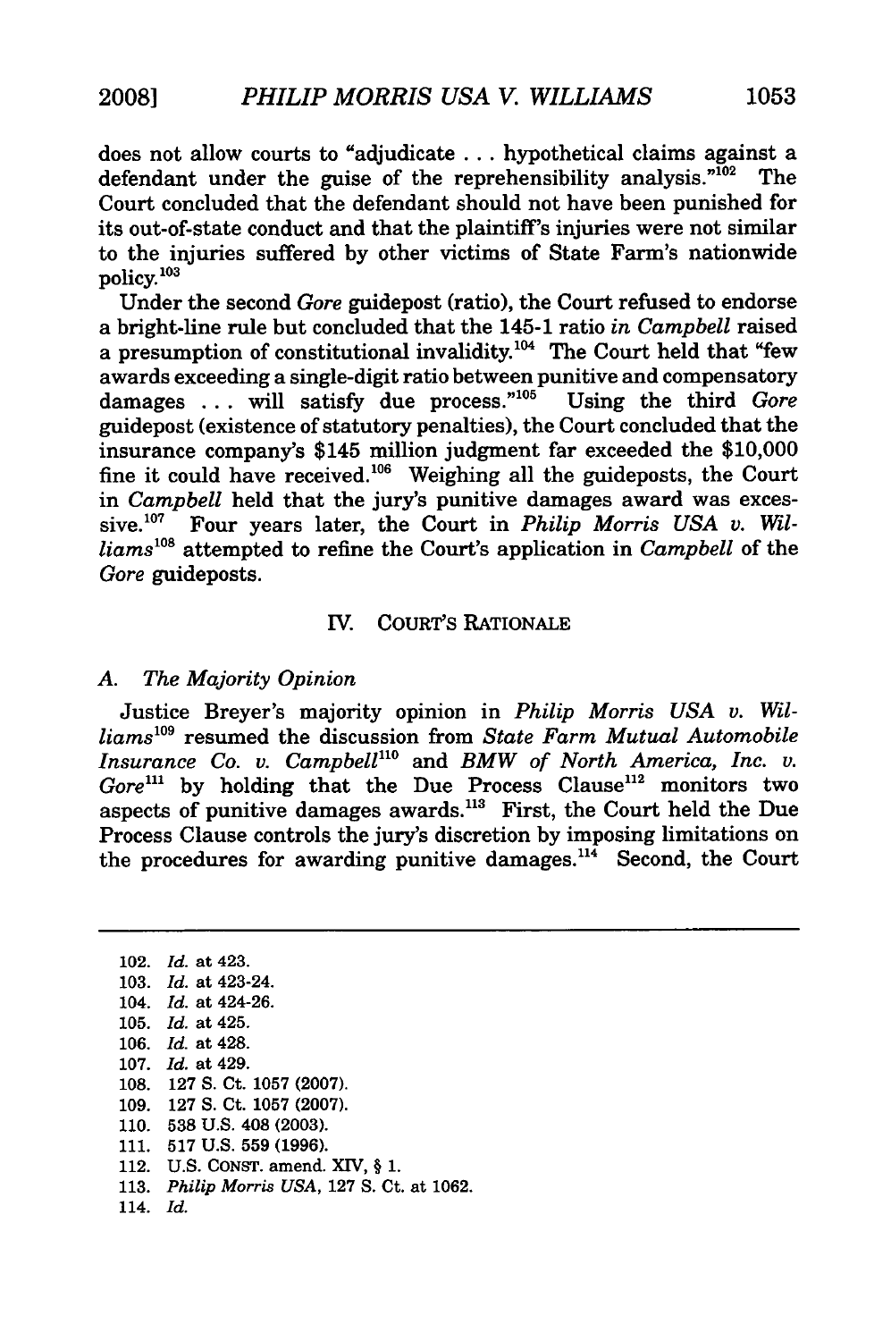does not allow courts to "adjudicate . . . hypothetical claims against a defendant under the guise of the reprehensibility analysis."[102] The Court concluded that the defendant should not have been punished for its out-of-state conduct and that the plaintiff's injuries were not similar to the injuries suffered by other victims of State Farm's nationwide policy.[103]

Under the second *Gore* guidepost (ratio), the Court refused to endorse a bright-line rule but concluded that the 145-1 ratio *in Campbell* raised a presumption of constitutional invalidity.[104] The Court held that "few awards exceeding a single-digit ratio between punitive and compensatory damages . . . will satisfy due process."[105] Using the third *Gore* guidepost (existence of statutory penalties), the Court concluded that the insurance company's $145 million judgment far exceeded the $10,000 fine it could have received.[106] Weighing all the guideposts, the Court in *Campbell* held that the jury's punitive damages award was excessive.[107] Four years later, the Court in *Philip Morris USA v. Williams*[108] attempted to refine the Court's application in *Campbell* of the *Gore* guideposts.

## IV. COURT'S RATIONALE

### A. *The Majority Opinion*

Justice Breyer's majority opinion in *Philip Morris USA v. Williams*[109] resumed the discussion from *State Farm Mutual Automobile Insurance Co. v. Campbell*[110] and *BMW of North America, Inc. v. Gore*[111] by holding that the Due Process Clause[112] monitors two aspects of punitive damages awards.[113] First, the Court held the Due Process Clause controls the jury's discretion by imposing limitations on the procedures for awarding punitive damages.[114] Second, the Court

---

102. *Id.* at 423.
103. *Id.* at 423-24.
104. *Id.* at 424-26.
105. *Id.* at 425.
106. *Id.* at 428.
107. *Id.* at 429.
108. 127 S. Ct. 1057 (2007).
109. 127 S. Ct. 1057 (2007).
110. 538 U.S. 408 (2003).
111. 517 U.S. 559 (1996).
112. U.S. CONST. amend. XIV, § 1.
113. *Philip Morris USA*, 127 S. Ct. at 1062.
114. *Id.*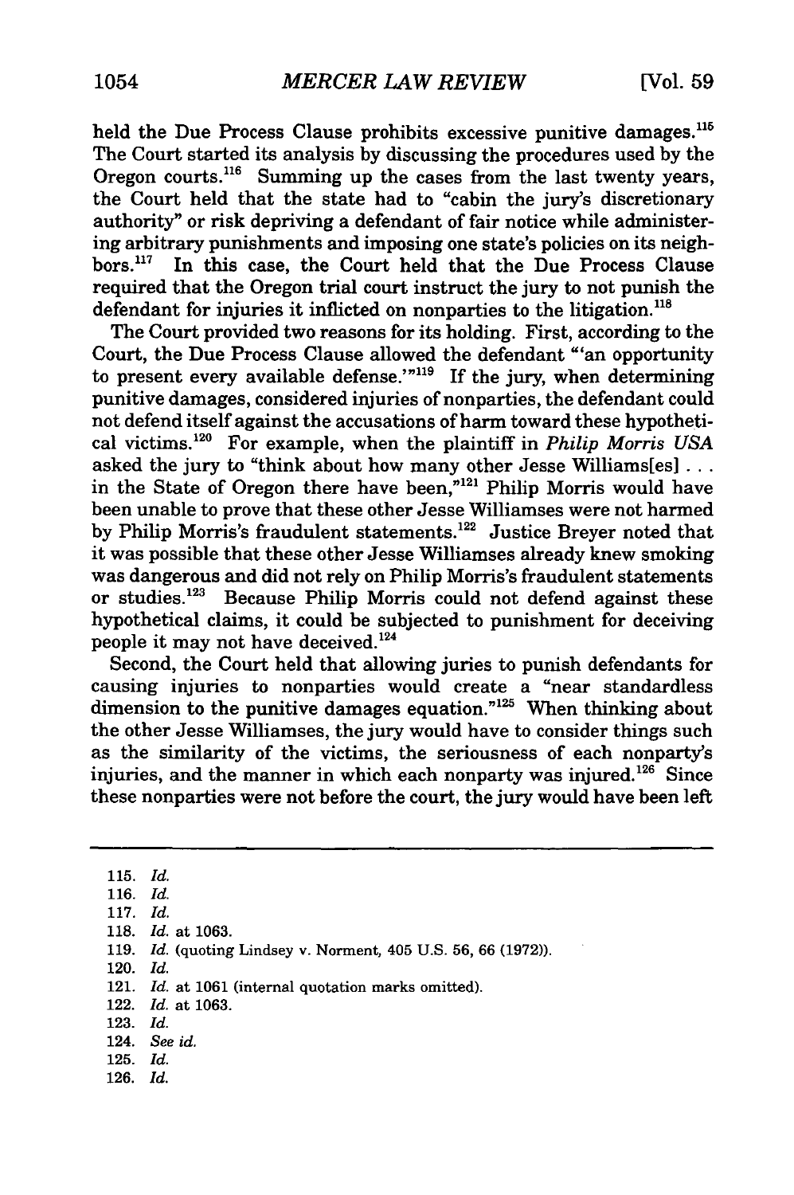held the Due Process Clause prohibits excessive punitive damages.[115] The Court started its analysis by discussing the procedures used by the Oregon courts.[116] Summing up the cases from the last twenty years, the Court held that the state had to "cabin the jury's discretionary authority" or risk depriving a defendant of fair notice while administering arbitrary punishments and imposing one state's policies on its neighbors.[117] In this case, the Court held that the Due Process Clause required that the Oregon trial court instruct the jury to not punish the defendant for injuries it inflicted on nonparties to the litigation.[118]

The Court provided two reasons for its holding. First, according to the Court, the Due Process Clause allowed the defendant "'an opportunity to present every available defense.'"[119] If the jury, when determining punitive damages, considered injuries of nonparties, the defendant could not defend itself against the accusations of harm toward these hypothetical victims.[120] For example, when the plaintiff in *Philip Morris USA* asked the jury to "think about how many other Jesse Williams[es] . . . in the State of Oregon there have been,"[121] Philip Morris would have been unable to prove that these other Jesse Williamses were not harmed by Philip Morris's fraudulent statements.[122] Justice Breyer noted that it was possible that these other Jesse Williamses already knew smoking was dangerous and did not rely on Philip Morris's fraudulent statements or studies.[123] Because Philip Morris could not defend against these hypothetical claims, it could be subjected to punishment for deceiving people it may not have deceived.[124]

Second, the Court held that allowing juries to punish defendants for causing injuries to nonparties would create a "near standardless dimension to the punitive damages equation."[125] When thinking about the other Jesse Williamses, the jury would have to consider things such as the similarity of the victims, the seriousness of each nonparty's injuries, and the manner in which each nonparty was injured.[126] Since these nonparties were not before the court, the jury would have been left

---

115. *Id.*
116. *Id.*
117. *Id.*
118. *Id.* at 1063.
119. *Id.* (quoting Lindsey v. Norment, 405 U.S. 56, 66 (1972)).
120. *Id.*
121. *Id.* at 1061 (internal quotation marks omitted).
122. *Id.* at 1063.
123. *Id.*
124. *See id.*
125. *Id.*
126. *Id.*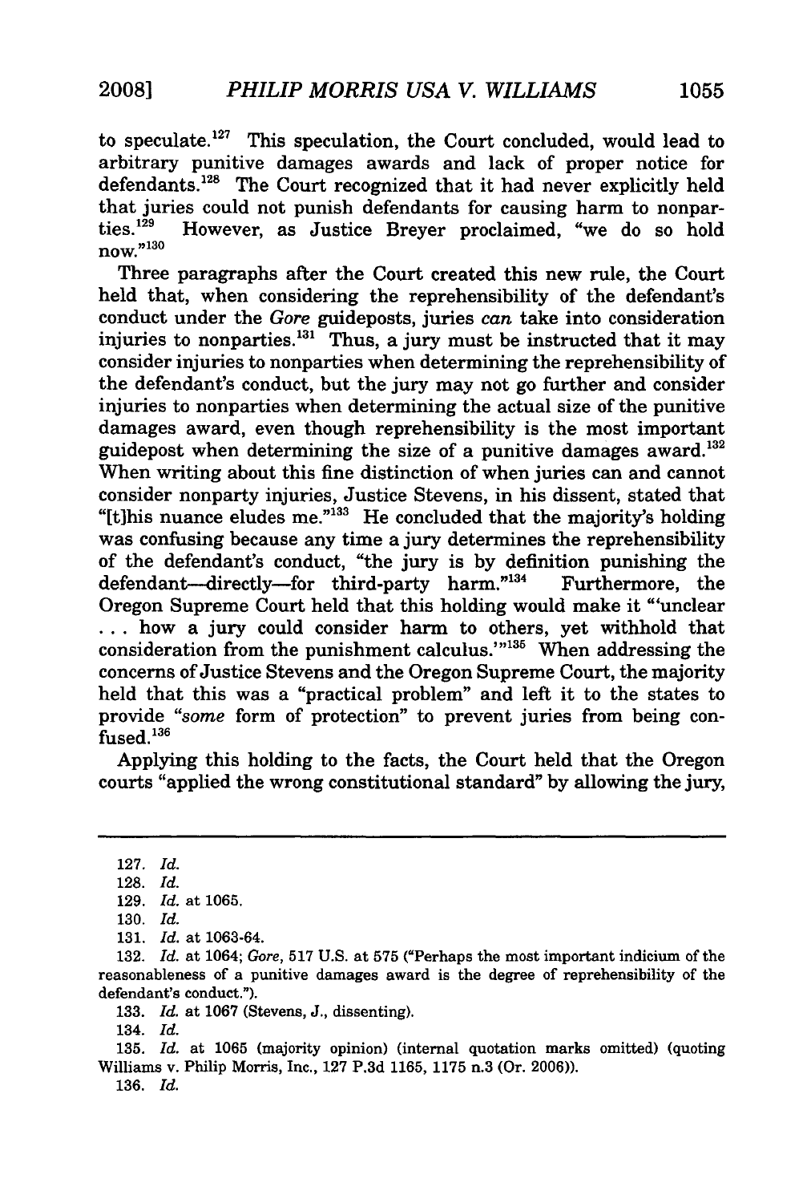to speculate.[127] This speculation, the Court concluded, would lead to arbitrary punitive damages awards and lack of proper notice for defendants.[128] The Court recognized that it had never explicitly held that juries could not punish defendants for causing harm to nonparties.[129] However, as Justice Breyer proclaimed, "we do so hold now."[130]

Three paragraphs after the Court created this new rule, the Court held that, when considering the reprehensibility of the defendant's conduct under the *Gore* guideposts, juries *can* take into consideration injuries to nonparties.[131] Thus, a jury must be instructed that it may consider injuries to nonparties when determining the reprehensibility of the defendant's conduct, but the jury may not go further and consider injuries to nonparties when determining the actual size of the punitive damages award, even though reprehensibility is the most important guidepost when determining the size of a punitive damages award.[132] When writing about this fine distinction of when juries can and cannot consider nonparty injuries, Justice Stevens, in his dissent, stated that "[t]his nuance eludes me."[133] He concluded that the majority's holding was confusing because any time a jury determines the reprehensibility of the defendant's conduct, "the jury is by definition punishing the defendant—directly—for third-party harm."[134] Furthermore, the Oregon Supreme Court held that this holding would make it "'unclear . . . how a jury could consider harm to others, yet withhold that consideration from the punishment calculus.'"[135] When addressing the concerns of Justice Stevens and the Oregon Supreme Court, the majority held that this was a "practical problem" and left it to the states to provide "*some* form of protection" to prevent juries from being confused.[136]

Applying this holding to the facts, the Court held that the Oregon courts "applied the wrong constitutional standard" by allowing the jury,

---

127. *Id.*

128. *Id.*

129. *Id.* at 1065.

130. *Id.*

131. *Id.* at 1063-64.

132. *Id.* at 1064; *Gore*, 517 U.S. at 575 ("Perhaps the most important indicium of the reasonableness of a punitive damages award is the degree of reprehensibility of the defendant's conduct.").

133. *Id.* at 1067 (Stevens, J., dissenting).

134. *Id.*

135. *Id.* at 1065 (majority opinion) (internal quotation marks omitted) (quoting Williams v. Philip Morris, Inc., 127 P.3d 1165, 1175 n.3 (Or. 2006)).

136. *Id.*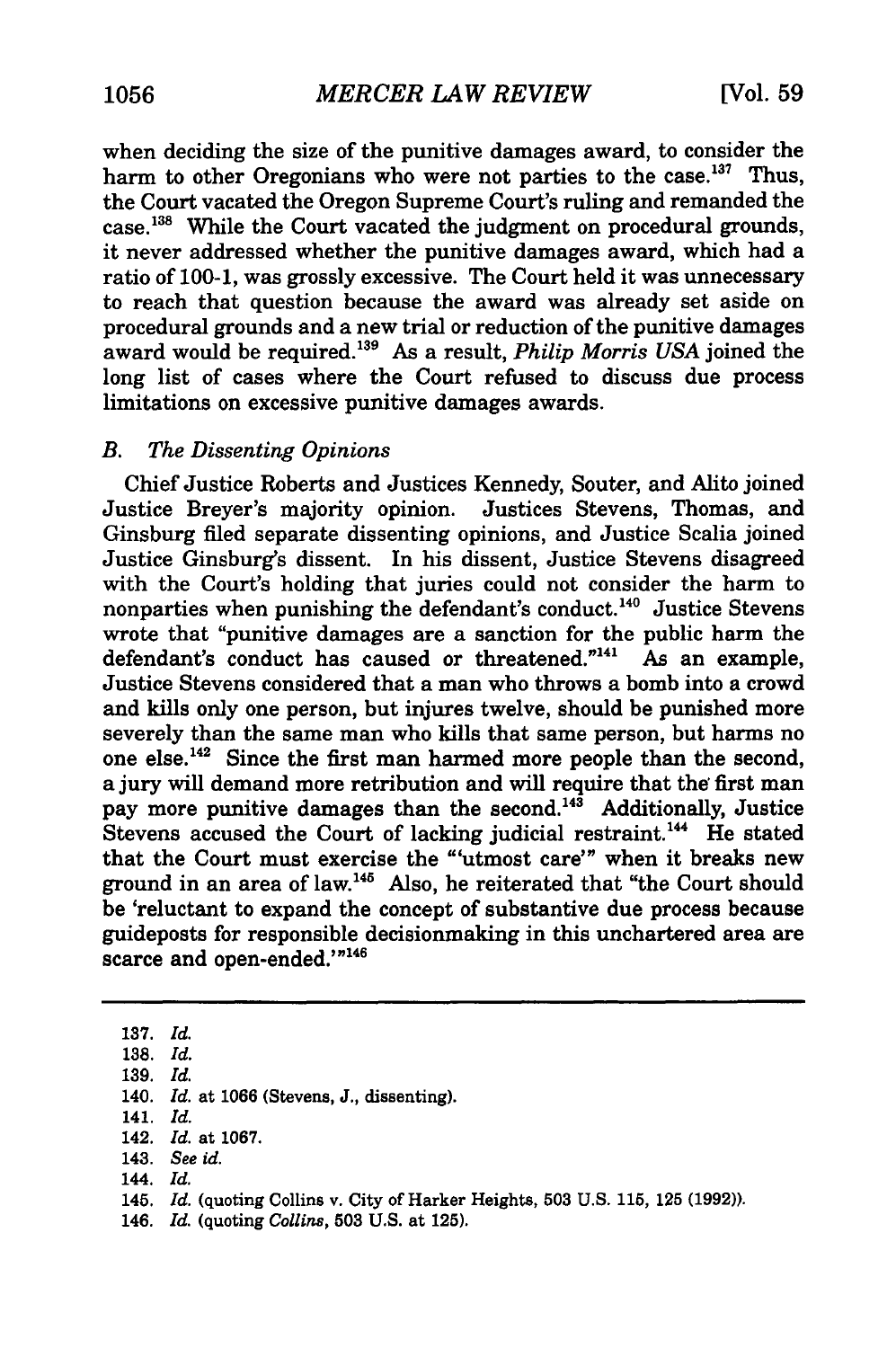when deciding the size of the punitive damages award, to consider the harm to other Oregonians who were not parties to the case.[137] Thus, the Court vacated the Oregon Supreme Court's ruling and remanded the case.[138] While the Court vacated the judgment on procedural grounds, it never addressed whether the punitive damages award, which had a ratio of 100-1, was grossly excessive. The Court held it was unnecessary to reach that question because the award was already set aside on procedural grounds and a new trial or reduction of the punitive damages award would be required.[139] As a result, *Philip Morris USA* joined the long list of cases where the Court refused to discuss due process limitations on excessive punitive damages awards.

### *B. The Dissenting Opinions*

Chief Justice Roberts and Justices Kennedy, Souter, and Alito joined Justice Breyer's majority opinion. Justices Stevens, Thomas, and Ginsburg filed separate dissenting opinions, and Justice Scalia joined Justice Ginsburg's dissent. In his dissent, Justice Stevens disagreed with the Court's holding that juries could not consider the harm to nonparties when punishing the defendant's conduct.[140] Justice Stevens wrote that "punitive damages are a sanction for the public harm the defendant's conduct has caused or threatened."[141] As an example, Justice Stevens considered that a man who throws a bomb into a crowd and kills only one person, but injures twelve, should be punished more severely than the same man who kills that same person, but harms no one else.[142] Since the first man harmed more people than the second, a jury will demand more retribution and will require that the first man pay more punitive damages than the second.[143] Additionally, Justice Stevens accused the Court of lacking judicial restraint.[144] He stated that the Court must exercise the "'utmost care'" when it breaks new ground in an area of law.[145] Also, he reiterated that "the Court should be 'reluctant to expand the concept of substantive due process because guideposts for responsible decisionmaking in this unchartered area are scarce and open-ended.'"[146]

---

137. *Id.*
138. *Id.*
139. *Id.*
140. *Id.* at 1066 (Stevens, J., dissenting).
141. *Id.*
142. *Id.* at 1067.
143. *See id.*
144. *Id.*
145. *Id.* (quoting Collins v. City of Harker Heights, 503 U.S. 115, 125 (1992)).
146. *Id.* (quoting *Collins*, 503 U.S. at 125).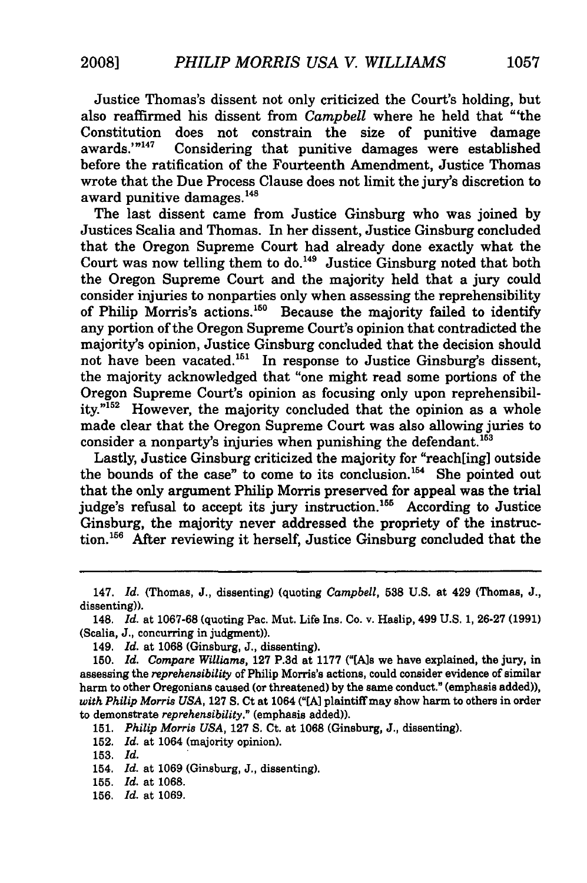Justice Thomas's dissent not only criticized the Court's holding, but also reaffirmed his dissent from *Campbell* where he held that "'the Constitution does not constrain the size of punitive damage awards.'"[147] Considering that punitive damages were established before the ratification of the Fourteenth Amendment, Justice Thomas wrote that the Due Process Clause does not limit the jury's discretion to award punitive damages.[148]

The last dissent came from Justice Ginsburg who was joined by Justices Scalia and Thomas. In her dissent, Justice Ginsburg concluded that the Oregon Supreme Court had already done exactly what the Court was now telling them to do.[149] Justice Ginsburg noted that both the Oregon Supreme Court and the majority held that a jury could consider injuries to nonparties only when assessing the reprehensibility of Philip Morris's actions.[150] Because the majority failed to identify any portion of the Oregon Supreme Court's opinion that contradicted the majority's opinion, Justice Ginsburg concluded that the decision should not have been vacated.[151] In response to Justice Ginsburg's dissent, the majority acknowledged that "one might read some portions of the Oregon Supreme Court's opinion as focusing only upon reprehensibility."[152] However, the majority concluded that the opinion as a whole made clear that the Oregon Supreme Court was also allowing juries to consider a nonparty's injuries when punishing the defendant.[153]

Lastly, Justice Ginsburg criticized the majority for "reach[ing] outside the bounds of the case" to come to its conclusion.[154] She pointed out that the only argument Philip Morris preserved for appeal was the trial judge's refusal to accept its jury instruction.[155] According to Justice Ginsburg, the majority never addressed the propriety of the instruction.[156] After reviewing it herself, Justice Ginsburg concluded that the

---

147. *Id.* (Thomas, J., dissenting) (quoting *Campbell*, 538 U.S. at 429 (Thomas, J., dissenting)).

148. *Id.* at 1067-68 (quoting Pac. Mut. Life Ins. Co. v. Haslip, 499 U.S. 1, 26-27 (1991) (Scalia, J., concurring in judgment)).

149. *Id.* at 1068 (Ginsburg, J., dissenting).

150. *Id. Compare Williams*, 127 P.3d at 1177 ("[A]s we have explained, the jury, in assessing the *reprehensibility* of Philip Morris's actions, could consider evidence of similar harm to other Oregonians caused (or threatened) by the same conduct." (emphasis added)), *with Philip Morris USA*, 127 S. Ct at 1064 ("[A] plaintiff may show harm to others in order to demonstrate *reprehensibility*." (emphasis added)).

151. *Philip Morris USA*, 127 S. Ct. at 1068 (Ginsburg, J., dissenting).

152. *Id.* at 1064 (majority opinion).

153. *Id.*

154. *Id.* at 1069 (Ginsburg, J., dissenting).

155. *Id.* at 1068.

156. *Id.* at 1069.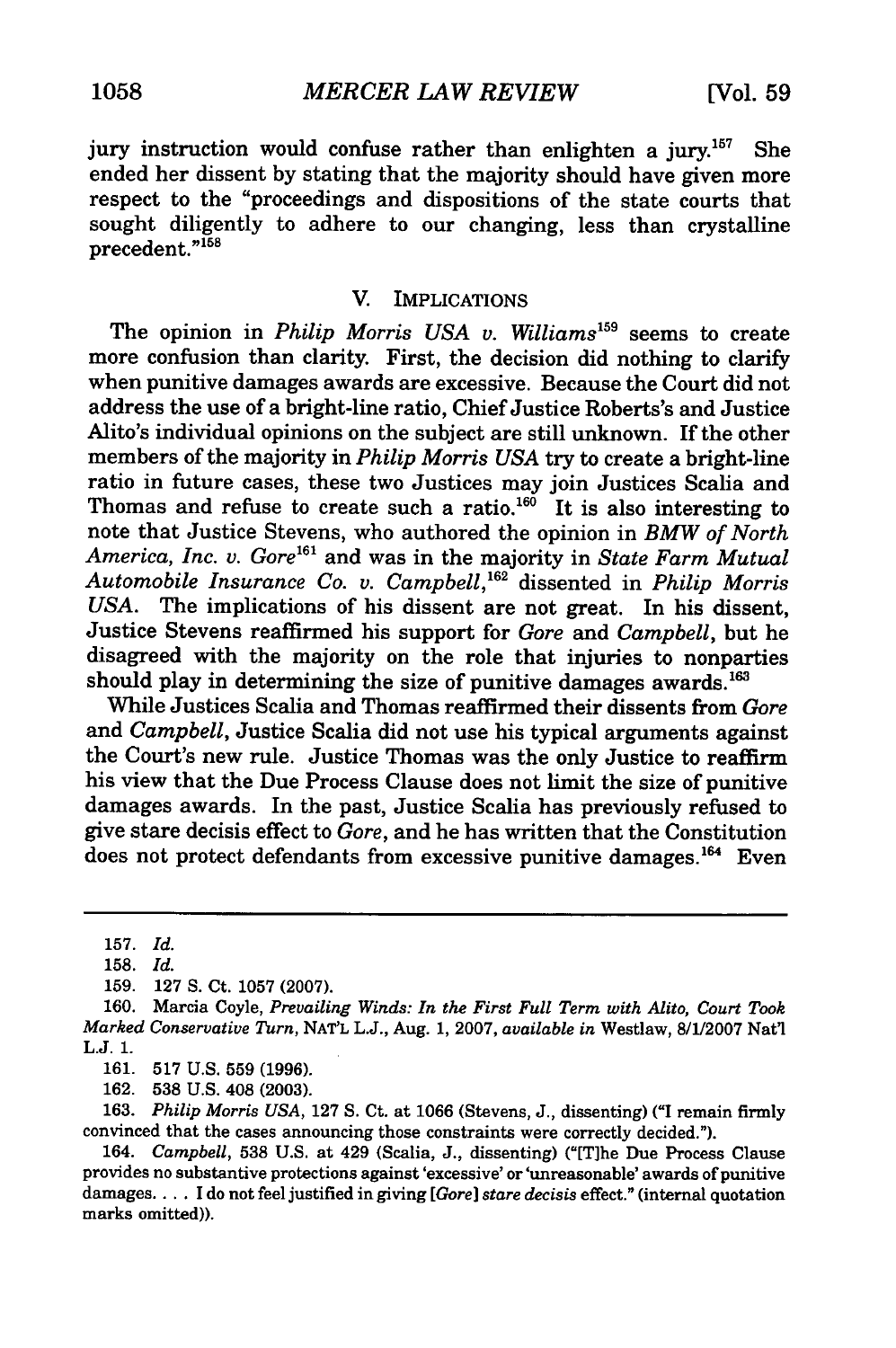jury instruction would confuse rather than enlighten a jury.[157] She ended her dissent by stating that the majority should have given more respect to the "proceedings and dispositions of the state courts that sought diligently to adhere to our changing, less than crystalline precedent."[158]

## V. IMPLICATIONS

The opinion in *Philip Morris USA v. Williams*[159] seems to create more confusion than clarity. First, the decision did nothing to clarify when punitive damages awards are excessive. Because the Court did not address the use of a bright-line ratio, Chief Justice Roberts's and Justice Alito's individual opinions on the subject are still unknown. If the other members of the majority in *Philip Morris USA* try to create a bright-line ratio in future cases, these two Justices may join Justices Scalia and Thomas and refuse to create such a ratio.[160] It is also interesting to note that Justice Stevens, who authored the opinion in *BMW of North America, Inc. v. Gore*[161] and was in the majority in *State Farm Mutual Automobile Insurance Co. v. Campbell*,[162] dissented in *Philip Morris USA*. The implications of his dissent are not great. In his dissent, Justice Stevens reaffirmed his support for *Gore* and *Campbell*, but he disagreed with the majority on the role that injuries to nonparties should play in determining the size of punitive damages awards.[163]

While Justices Scalia and Thomas reaffirmed their dissents from *Gore* and *Campbell*, Justice Scalia did not use his typical arguments against the Court's new rule. Justice Thomas was the only Justice to reaffirm his view that the Due Process Clause does not limit the size of punitive damages awards. In the past, Justice Scalia has previously refused to give stare decisis effect to *Gore*, and he has written that the Constitution does not protect defendants from excessive punitive damages.[164] Even

---

157. *Id.*

158. *Id.*

159. 127 S. Ct. 1057 (2007).

160. Marcia Coyle, *Prevailing Winds: In the First Full Term with Alito, Court Took Marked Conservative Turn*, NAT'L L.J., Aug. 1, 2007, *available in* Westlaw, 8/1/2007 Nat'l L.J. 1.

161. 517 U.S. 559 (1996).

162. 538 U.S. 408 (2003).

163. *Philip Morris USA*, 127 S. Ct. at 1066 (Stevens, J., dissenting) ("I remain firmly convinced that the cases announcing those constraints were correctly decided.").

164. *Campbell*, 538 U.S. at 429 (Scalia, J., dissenting) ("[T]he Due Process Clause provides no substantive protections against 'excessive' or 'unreasonable' awards of punitive damages. . . . I do not feel justified in giving [*Gore*] *stare decisis* effect." (internal quotation marks omitted)).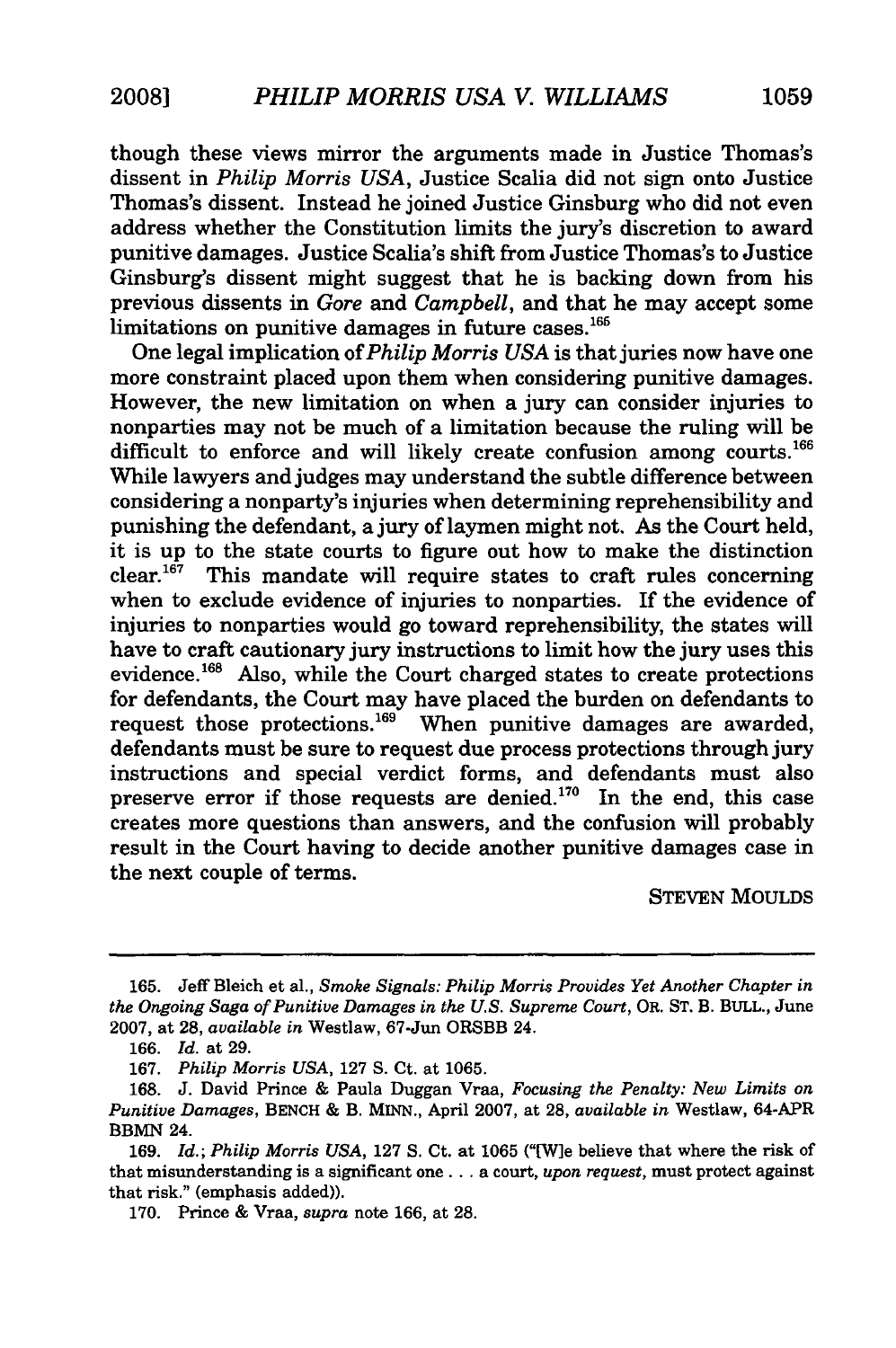though these views mirror the arguments made in Justice Thomas's dissent in *Philip Morris USA*, Justice Scalia did not sign onto Justice Thomas's dissent. Instead he joined Justice Ginsburg who did not even address whether the Constitution limits the jury's discretion to award punitive damages. Justice Scalia's shift from Justice Thomas's to Justice Ginsburg's dissent might suggest that he is backing down from his previous dissents in *Gore* and *Campbell*, and that he may accept some limitations on punitive damages in future cases.[165]

One legal implication of *Philip Morris USA* is that juries now have one more constraint placed upon them when considering punitive damages. However, the new limitation on when a jury can consider injuries to nonparties may not be much of a limitation because the ruling will be difficult to enforce and will likely create confusion among courts.[166] While lawyers and judges may understand the subtle difference between considering a nonparty's injuries when determining reprehensibility and punishing the defendant, a jury of laymen might not. As the Court held, it is up to the state courts to figure out how to make the distinction clear.[167] This mandate will require states to craft rules concerning when to exclude evidence of injuries to nonparties. If the evidence of injuries to nonparties would go toward reprehensibility, the states will have to craft cautionary jury instructions to limit how the jury uses this evidence.[168] Also, while the Court charged states to create protections for defendants, the Court may have placed the burden on defendants to request those protections.[169] When punitive damages are awarded, defendants must be sure to request due process protections through jury instructions and special verdict forms, and defendants must also preserve error if those requests are denied.[170] In the end, this case creates more questions than answers, and the confusion will probably result in the Court having to decide another punitive damages case in the next couple of terms.

STEVEN MOULDS

---

165. Jeff Bleich et al., *Smoke Signals: Philip Morris Provides Yet Another Chapter in the Ongoing Saga of Punitive Damages in the U.S. Supreme Court*, OR. ST. B. BULL., June 2007, at 28, *available in* Westlaw, 67-Jun ORSBB 24.

166. *Id.* at 29.

167. *Philip Morris USA*, 127 S. Ct. at 1065.

168. J. David Prince & Paula Duggan Vraa, *Focusing the Penalty: New Limits on Punitive Damages*, BENCH & B. MINN., April 2007, at 28, *available in* Westlaw, 64-APR BBMN 24.

169. *Id.*; *Philip Morris USA*, 127 S. Ct. at 1065 ("[W]e believe that where the risk of that misunderstanding is a significant one . . . a court, *upon request*, must protect against that risk." (emphasis added)).

170. Prince & Vraa, *supra* note 166, at 28.